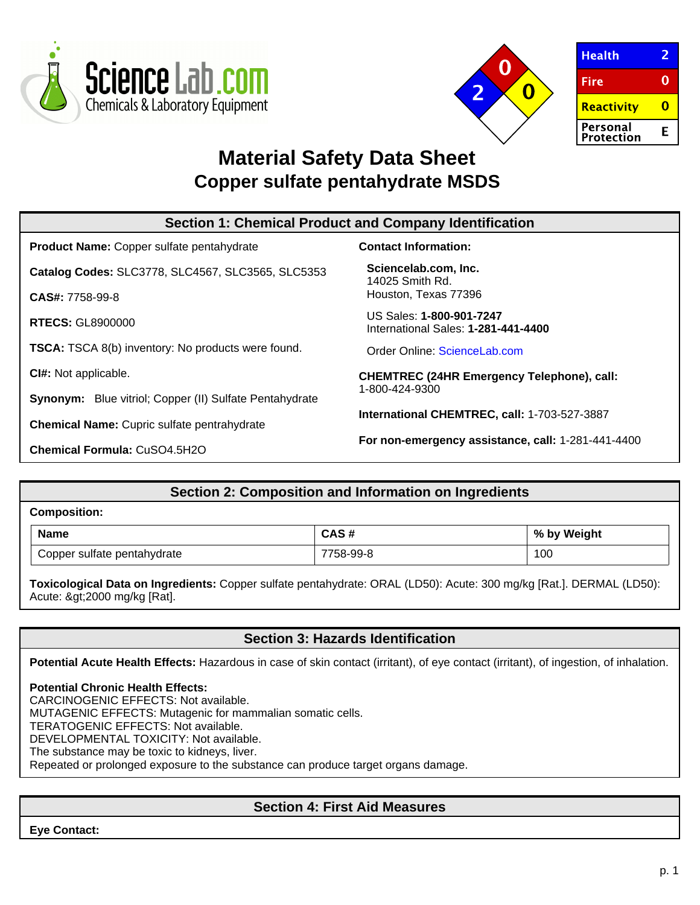ScienceLab.com
Chemicals & Laboratory Equipment

| Health | 2 |
|---|---|
| Fire | 0 |
| Reactivity | 0 |
| Personal Protection | E |

# Material Safety Data Sheet
## Copper sulfate pentahydrate MSDS

## Section 1: Chemical Product and Company Identification

**Product Name:** Copper sulfate pentahydrate

**Catalog Codes:** SLC3778, SLC4567, SLC3565, SLC5353

**CAS#:** 7758-99-8

**RTECS:** GL8900000

**TSCA:** TSCA 8(b) inventory: No products were found.

**CI#:** Not applicable.

**Synonym:** Blue vitriol; Copper (II) Sulfate Pentahydrate

**Chemical Name:** Cupric sulfate pentrahydrate

**Chemical Formula:** CuSO4.5H2O

**Contact Information:**

**Sciencelab.com, Inc.**
14025 Smith Rd.
Houston, Texas 77396

US Sales: **1-800-901-7247**
International Sales: **1-281-441-4400**

Order Online: ScienceLab.com

**CHEMTREC (24HR Emergency Telephone), call:**
1-800-424-9300

**International CHEMTREC, call:** 1-703-527-3887

**For non-emergency assistance, call:** 1-281-441-4400

## Section 2: Composition and Information on Ingredients

**Composition:**

| Name | CAS # | % by Weight |
|---|---|---|
| Copper sulfate pentahydrate | 7758-99-8 | 100 |

**Toxicological Data on Ingredients:** Copper sulfate pentahydrate: ORAL (LD50): Acute: 300 mg/kg [Rat.]. DERMAL (LD50): Acute: &gt;2000 mg/kg [Rat].

## Section 3: Hazards Identification

**Potential Acute Health Effects:** Hazardous in case of skin contact (irritant), of eye contact (irritant), of ingestion, of inhalation.

**Potential Chronic Health Effects:**
CARCINOGENIC EFFECTS: Not available.
MUTAGENIC EFFECTS: Mutagenic for mammalian somatic cells.
TERATOGENIC EFFECTS: Not available.
DEVELOPMENTAL TOXICITY: Not available.
The substance may be toxic to kidneys, liver.
Repeated or prolonged exposure to the substance can produce target organs damage.

## Section 4: First Aid Measures

**Eye Contact:**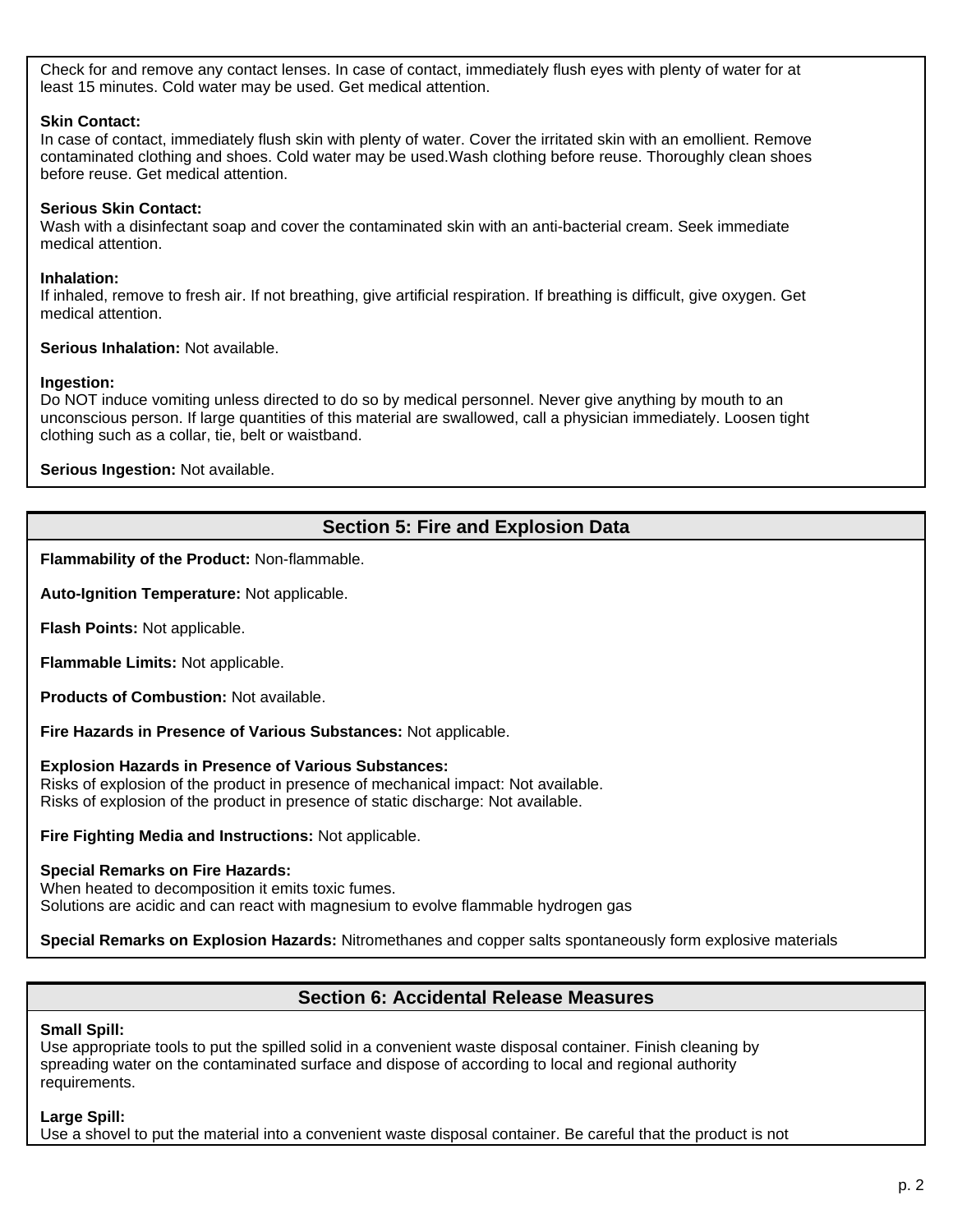Check for and remove any contact lenses. In case of contact, immediately flush eyes with plenty of water for at least 15 minutes. Cold water may be used. Get medical attention.

**Skin Contact:**
In case of contact, immediately flush skin with plenty of water. Cover the irritated skin with an emollient. Remove contaminated clothing and shoes. Cold water may be used.Wash clothing before reuse. Thoroughly clean shoes before reuse. Get medical attention.

**Serious Skin Contact:**
Wash with a disinfectant soap and cover the contaminated skin with an anti-bacterial cream. Seek immediate medical attention.

**Inhalation:**
If inhaled, remove to fresh air. If not breathing, give artificial respiration. If breathing is difficult, give oxygen. Get medical attention.

**Serious Inhalation:** Not available.

**Ingestion:**
Do NOT induce vomiting unless directed to do so by medical personnel. Never give anything by mouth to an unconscious person. If large quantities of this material are swallowed, call a physician immediately. Loosen tight clothing such as a collar, tie, belt or waistband.

**Serious Ingestion:** Not available.

## Section 5: Fire and Explosion Data

**Flammability of the Product:** Non-flammable.

**Auto-Ignition Temperature:** Not applicable.

**Flash Points:** Not applicable.

**Flammable Limits:** Not applicable.

**Products of Combustion:** Not available.

**Fire Hazards in Presence of Various Substances:** Not applicable.

**Explosion Hazards in Presence of Various Substances:**
Risks of explosion of the product in presence of mechanical impact: Not available.
Risks of explosion of the product in presence of static discharge: Not available.

**Fire Fighting Media and Instructions:** Not applicable.

**Special Remarks on Fire Hazards:**
When heated to decomposition it emits toxic fumes.
Solutions are acidic and can react with magnesium to evolve flammable hydrogen gas

**Special Remarks on Explosion Hazards:** Nitromethanes and copper salts spontaneously form explosive materials

## Section 6: Accidental Release Measures

**Small Spill:**
Use appropriate tools to put the spilled solid in a convenient waste disposal container. Finish cleaning by spreading water on the contaminated surface and dispose of according to local and regional authority requirements.

**Large Spill:**
Use a shovel to put the material into a convenient waste disposal container. Be careful that the product is not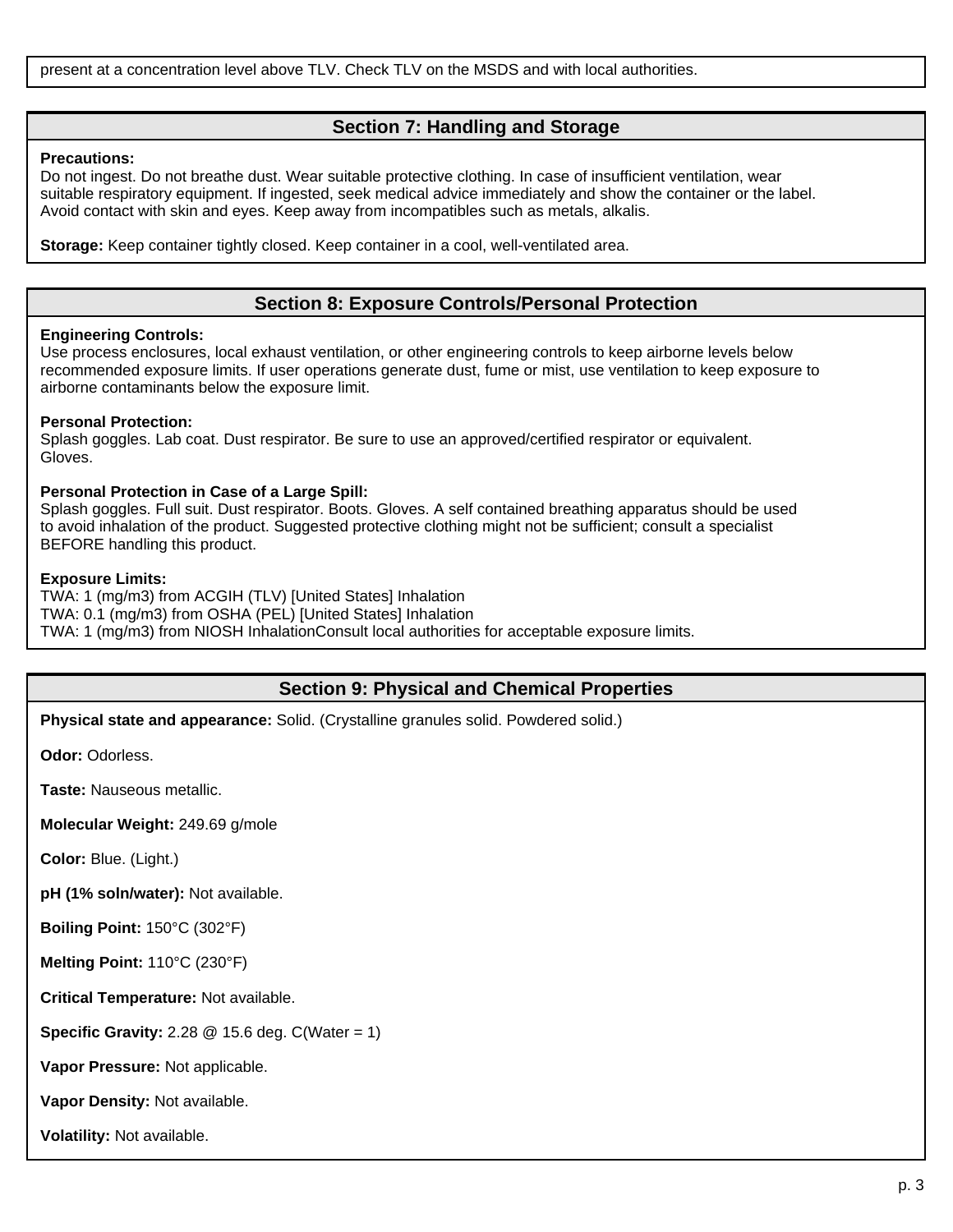present at a concentration level above TLV. Check TLV on the MSDS and with local authorities.

## Section 7: Handling and Storage

**Precautions:**
Do not ingest. Do not breathe dust. Wear suitable protective clothing. In case of insufficient ventilation, wear suitable respiratory equipment. If ingested, seek medical advice immediately and show the container or the label. Avoid contact with skin and eyes. Keep away from incompatibles such as metals, alkalis.

**Storage:** Keep container tightly closed. Keep container in a cool, well-ventilated area.

## Section 8: Exposure Controls/Personal Protection

**Engineering Controls:**
Use process enclosures, local exhaust ventilation, or other engineering controls to keep airborne levels below recommended exposure limits. If user operations generate dust, fume or mist, use ventilation to keep exposure to airborne contaminants below the exposure limit.

**Personal Protection:**
Splash goggles. Lab coat. Dust respirator. Be sure to use an approved/certified respirator or equivalent. Gloves.

**Personal Protection in Case of a Large Spill:**
Splash goggles. Full suit. Dust respirator. Boots. Gloves. A self contained breathing apparatus should be used to avoid inhalation of the product. Suggested protective clothing might not be sufficient; consult a specialist BEFORE handling this product.

**Exposure Limits:**
TWA: 1 (mg/m3) from ACGIH (TLV) [United States] Inhalation
TWA: 0.1 (mg/m3) from OSHA (PEL) [United States] Inhalation
TWA: 1 (mg/m3) from NIOSH InhalationConsult local authorities for acceptable exposure limits.

## Section 9: Physical and Chemical Properties

**Physical state and appearance:** Solid. (Crystalline granules solid. Powdered solid.)

**Odor:** Odorless.

**Taste:** Nauseous metallic.

**Molecular Weight:** 249.69 g/mole

**Color:** Blue. (Light.)

**pH (1% soln/water):** Not available.

**Boiling Point:** 150°C (302°F)

**Melting Point:** 110°C (230°F)

**Critical Temperature:** Not available.

**Specific Gravity:** 2.28 @ 15.6 deg. C(Water = 1)

**Vapor Pressure:** Not applicable.

**Vapor Density:** Not available.

**Volatility:** Not available.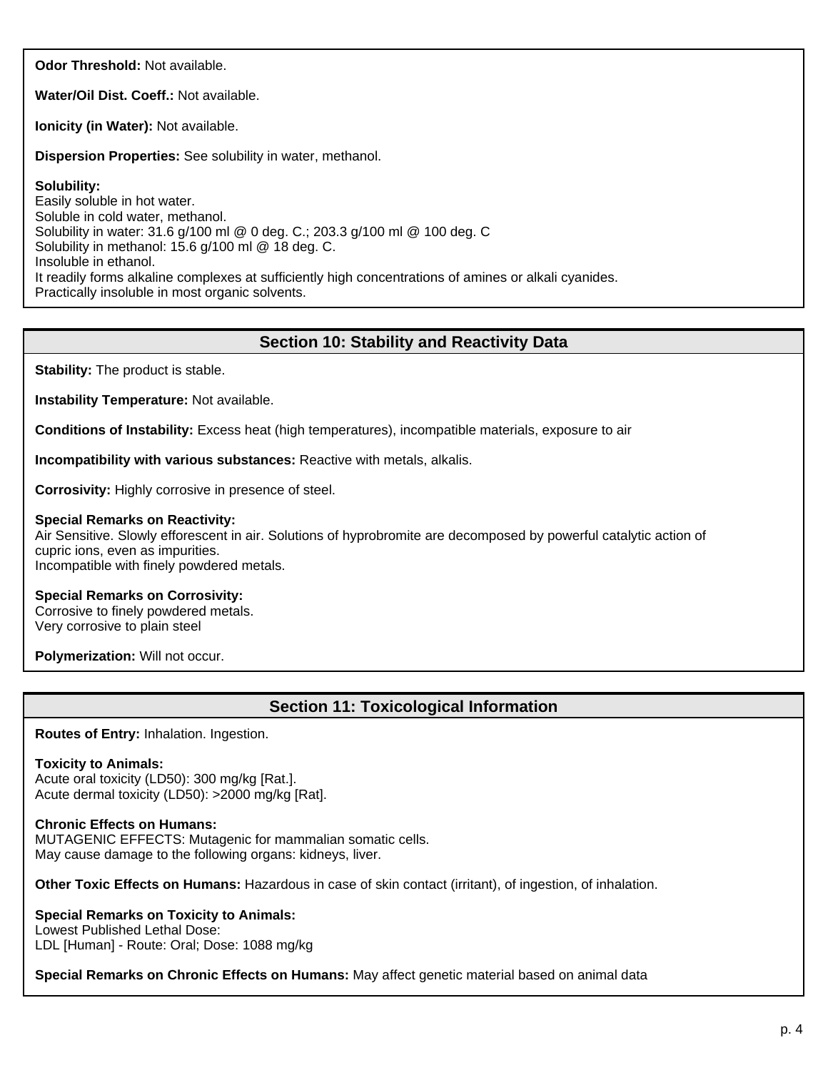**Odor Threshold:** Not available.

**Water/Oil Dist. Coeff.:** Not available.

**Ionicity (in Water):** Not available.

**Dispersion Properties:** See solubility in water, methanol.

**Solubility:**
Easily soluble in hot water.
Soluble in cold water, methanol.
Solubility in water: 31.6 g/100 ml @ 0 deg. C.; 203.3 g/100 ml @ 100 deg. C
Solubility in methanol: 15.6 g/100 ml @ 18 deg. C.
Insoluble in ethanol.
It readily forms alkaline complexes at sufficiently high concentrations of amines or alkali cyanides.
Practically insoluble in most organic solvents.

## Section 10: Stability and Reactivity Data

**Stability:** The product is stable.

**Instability Temperature:** Not available.

**Conditions of Instability:** Excess heat (high temperatures), incompatible materials, exposure to air

**Incompatibility with various substances:** Reactive with metals, alkalis.

**Corrosivity:** Highly corrosive in presence of steel.

**Special Remarks on Reactivity:**
Air Sensitive. Slowly efflorescent in air. Solutions of hyprobromite are decomposed by powerful catalytic action of cupric ions, even as impurities.
Incompatible with finely powdered metals.

**Special Remarks on Corrosivity:**
Corrosive to finely powdered metals.
Very corrosive to plain steel

**Polymerization:** Will not occur.

## Section 11: Toxicological Information

**Routes of Entry:** Inhalation. Ingestion.

**Toxicity to Animals:**
Acute oral toxicity (LD50): 300 mg/kg [Rat.].
Acute dermal toxicity (LD50): >2000 mg/kg [Rat].

**Chronic Effects on Humans:**
MUTAGENIC EFFECTS: Mutagenic for mammalian somatic cells.
May cause damage to the following organs: kidneys, liver.

**Other Toxic Effects on Humans:** Hazardous in case of skin contact (irritant), of ingestion, of inhalation.

**Special Remarks on Toxicity to Animals:**
Lowest Published Lethal Dose:
LDL [Human] - Route: Oral; Dose: 1088 mg/kg

**Special Remarks on Chronic Effects on Humans:** May affect genetic material based on animal data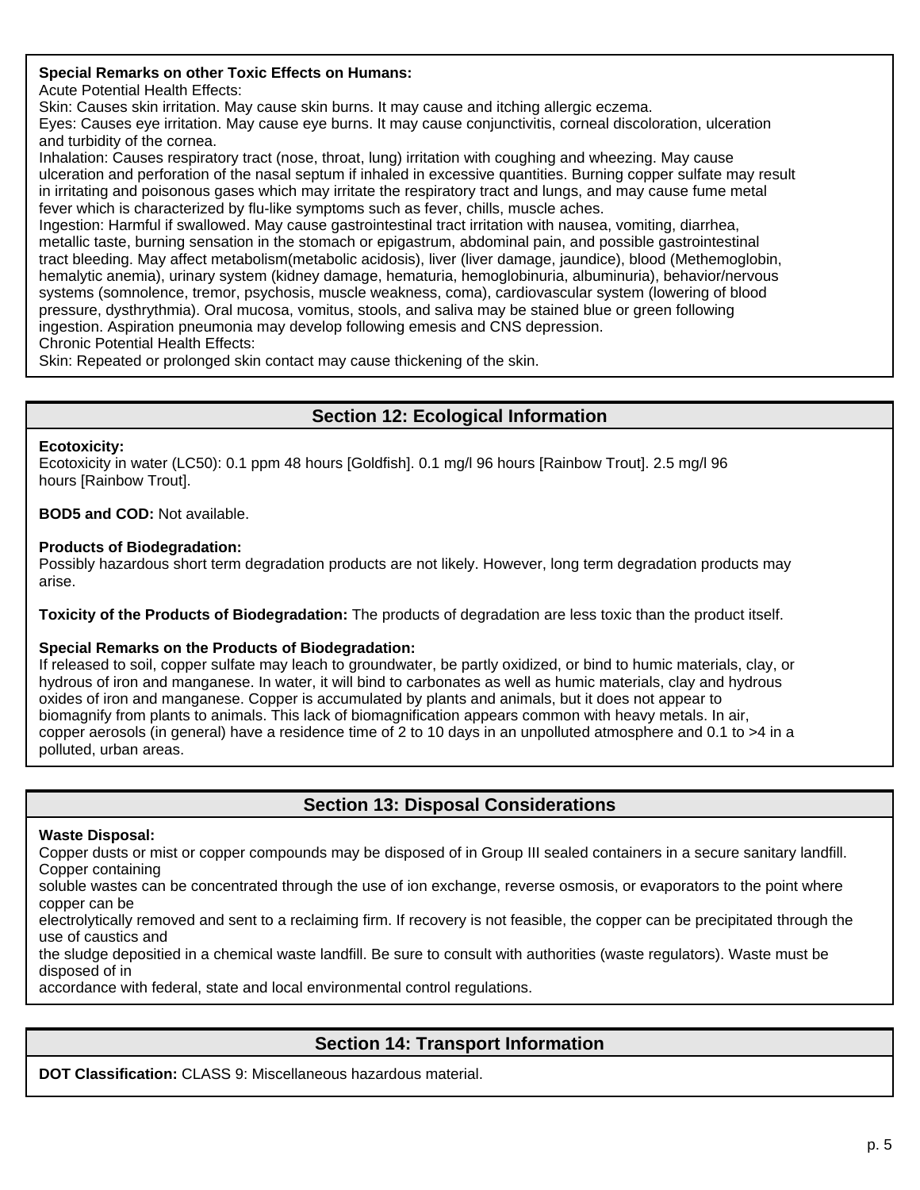**Special Remarks on other Toxic Effects on Humans:**
Acute Potential Health Effects:
Skin: Causes skin irritation. May cause skin burns. It may cause and itching allergic eczema.
Eyes: Causes eye irritation. May cause eye burns. It may cause conjunctivitis, corneal discoloration, ulceration and turbidity of the cornea.
Inhalation: Causes respiratory tract (nose, throat, lung) irritation with coughing and wheezing. May cause ulceration and perforation of the nasal septum if inhaled in excessive quantities. Burning copper sulfate may result in irritating and poisonous gases which may irritate the respiratory tract and lungs, and may cause fume metal fever which is characterized by flu-like symptoms such as fever, chills, muscle aches.
Ingestion: Harmful if swallowed. May cause gastrointestinal tract irritation with nausea, vomiting, diarrhea, metallic taste, burning sensation in the stomach or epigastrum, abdominal pain, and possible gastrointestinal tract bleeding. May affect metabolism(metabolic acidosis), liver (liver damage, jaundice), blood (Methemoglobin, hemalytic anemia), urinary system (kidney damage, hematuria, hemoglobinuria, albuminuria), behavior/nervous systems (somnolence, tremor, psychosis, muscle weakness, coma), cardiovascular system (lowering of blood pressure, dysthrythmia). Oral mucosa, vomitus, stools, and saliva may be stained blue or green following ingestion. Aspiration pneumonia may develop following emesis and CNS depression.
Chronic Potential Health Effects:
Skin: Repeated or prolonged skin contact may cause thickening of the skin.

## Section 12: Ecological Information

**Ecotoxicity:**
Ecotoxicity in water (LC50): 0.1 ppm 48 hours [Goldfish]. 0.1 mg/l 96 hours [Rainbow Trout]. 2.5 mg/l 96 hours [Rainbow Trout].

**BOD5 and COD:** Not available.

**Products of Biodegradation:**
Possibly hazardous short term degradation products are not likely. However, long term degradation products may arise.

**Toxicity of the Products of Biodegradation:** The products of degradation are less toxic than the product itself.

**Special Remarks on the Products of Biodegradation:**
If released to soil, copper sulfate may leach to groundwater, be partly oxidized, or bind to humic materials, clay, or hydrous of iron and manganese. In water, it will bind to carbonates as well as humic materials, clay and hydrous oxides of iron and manganese. Copper is accumulated by plants and animals, but it does not appear to biomagnify from plants to animals. This lack of biomagnification appears common with heavy metals. In air, copper aerosols (in general) have a residence time of 2 to 10 days in an unpolluted atmosphere and 0.1 to >4 in a polluted, urban areas.

## Section 13: Disposal Considerations

**Waste Disposal:**
Copper dusts or mist or copper compounds may be disposed of in Group III sealed containers in a secure sanitary landfill. Copper containing
soluble wastes can be concentrated through the use of ion exchange, reverse osmosis, or evaporators to the point where copper can be
electrolytically removed and sent to a reclaiming firm. If recovery is not feasible, the copper can be precipitated through the use of caustics and
the sludge depositied in a chemical waste landfill. Be sure to consult with authorities (waste regulators). Waste must be disposed of in
accordance with federal, state and local environmental control regulations.

## Section 14: Transport Information

**DOT Classification:** CLASS 9: Miscellaneous hazardous material.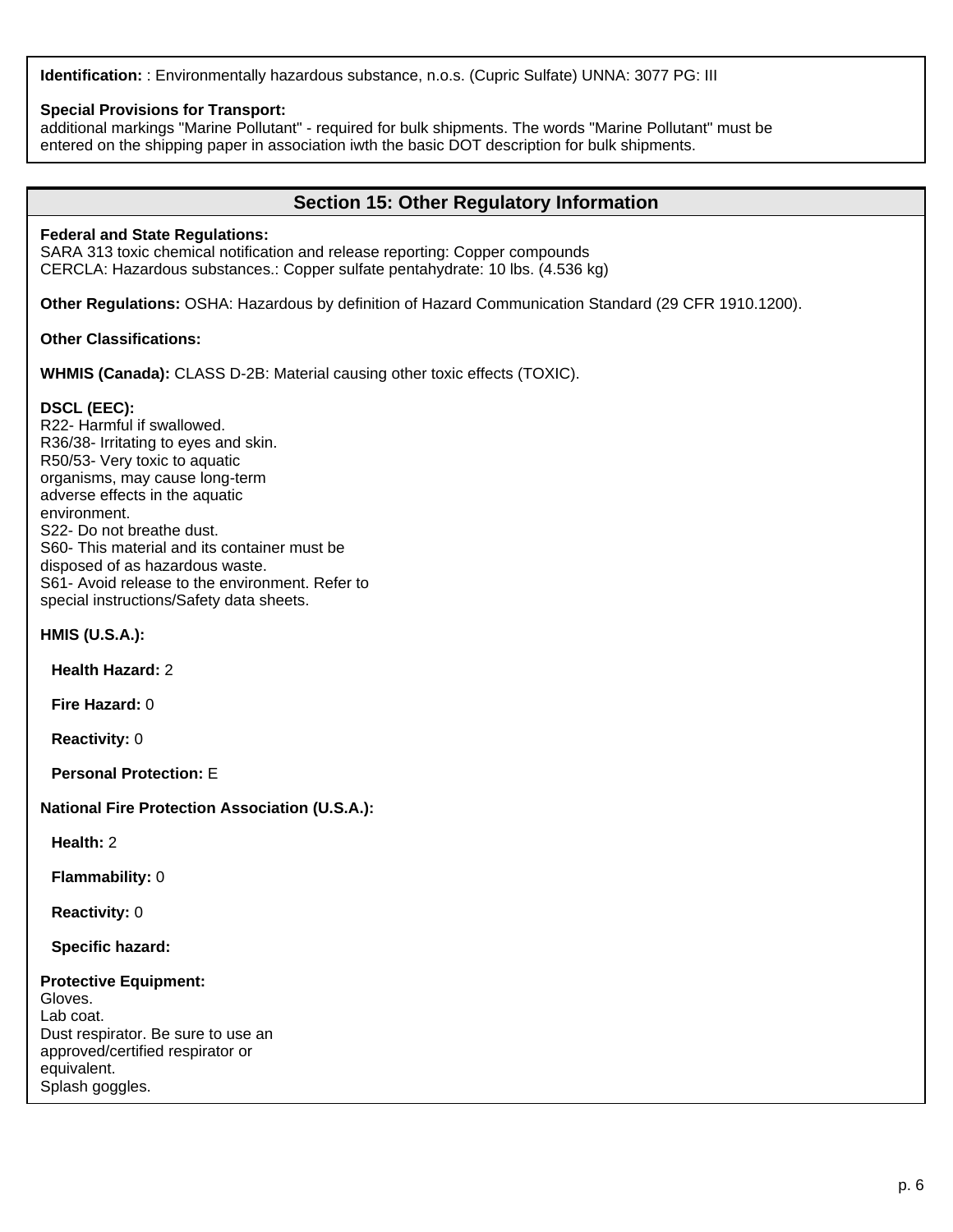**Identification:** : Environmentally hazardous substance, n.o.s. (Cupric Sulfate) UNNA: 3077 PG: III

**Special Provisions for Transport:**
additional markings "Marine Pollutant" - required for bulk shipments. The words "Marine Pollutant" must be entered on the shipping paper in association iwth the basic DOT description for bulk shipments.

## Section 15: Other Regulatory Information

**Federal and State Regulations:**
SARA 313 toxic chemical notification and release reporting: Copper compounds
CERCLA: Hazardous substances.: Copper sulfate pentahydrate: 10 lbs. (4.536 kg)

**Other Regulations:** OSHA: Hazardous by definition of Hazard Communication Standard (29 CFR 1910.1200).

**Other Classifications:**

**WHMIS (Canada):** CLASS D-2B: Material causing other toxic effects (TOXIC).

**DSCL (EEC):**
R22- Harmful if swallowed.
R36/38- Irritating to eyes and skin.
R50/53- Very toxic to aquatic organisms, may cause long-term adverse effects in the aquatic environment.
S22- Do not breathe dust.
S60- This material and its container must be disposed of as hazardous waste.
S61- Avoid release to the environment. Refer to special instructions/Safety data sheets.

**HMIS (U.S.A.):**

**Health Hazard:** 2

**Fire Hazard:** 0

**Reactivity:** 0

**Personal Protection:** E

**National Fire Protection Association (U.S.A.):**

**Health:** 2

**Flammability:** 0

**Reactivity:** 0

**Specific hazard:**

**Protective Equipment:**
Gloves.
Lab coat.
Dust respirator. Be sure to use an approved/certified respirator or equivalent.
Splash goggles.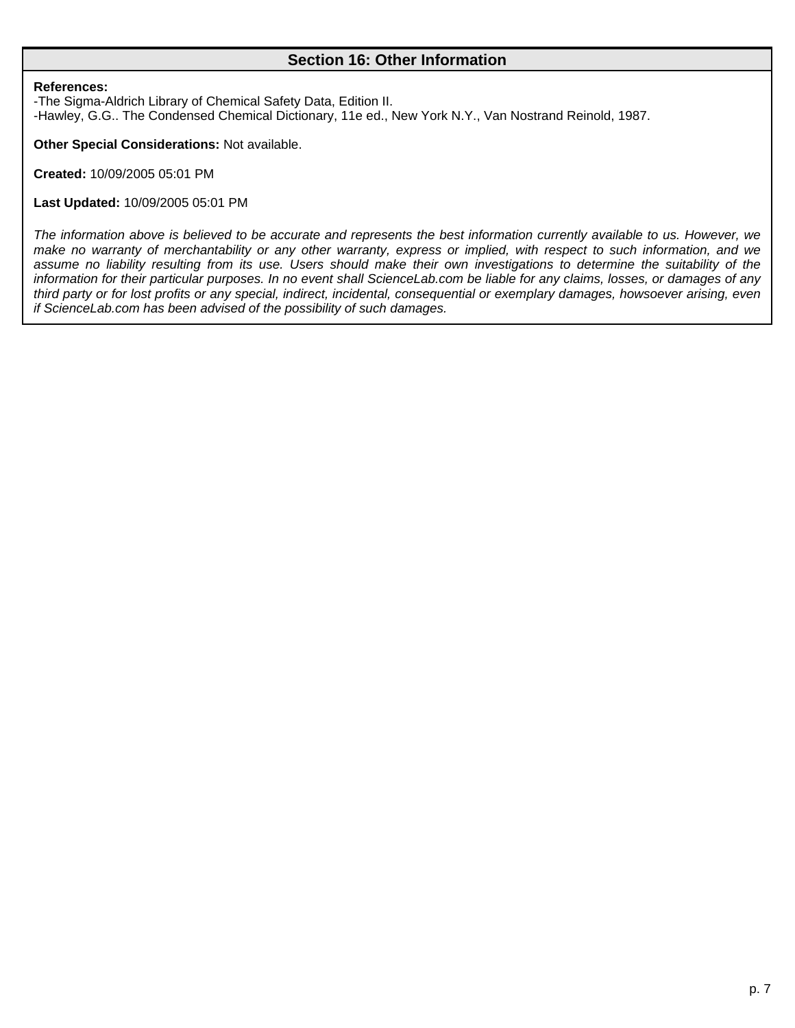## Section 16: Other Information

**References:**
-The Sigma-Aldrich Library of Chemical Safety Data, Edition II.
-Hawley, G.G.. The Condensed Chemical Dictionary, 11e ed., New York N.Y., Van Nostrand Reinold, 1987.

**Other Special Considerations:** Not available.

**Created:** 10/09/2005 05:01 PM

**Last Updated:** 10/09/2005 05:01 PM

*The information above is believed to be accurate and represents the best information currently available to us. However, we make no warranty of merchantability or any other warranty, express or implied, with respect to such information, and we assume no liability resulting from its use. Users should make their own investigations to determine the suitability of the information for their particular purposes. In no event shall ScienceLab.com be liable for any claims, losses, or damages of any third party or for lost profits or any special, indirect, incidental, consequential or exemplary damages, howsoever arising, even if ScienceLab.com has been advised of the possibility of such damages.*